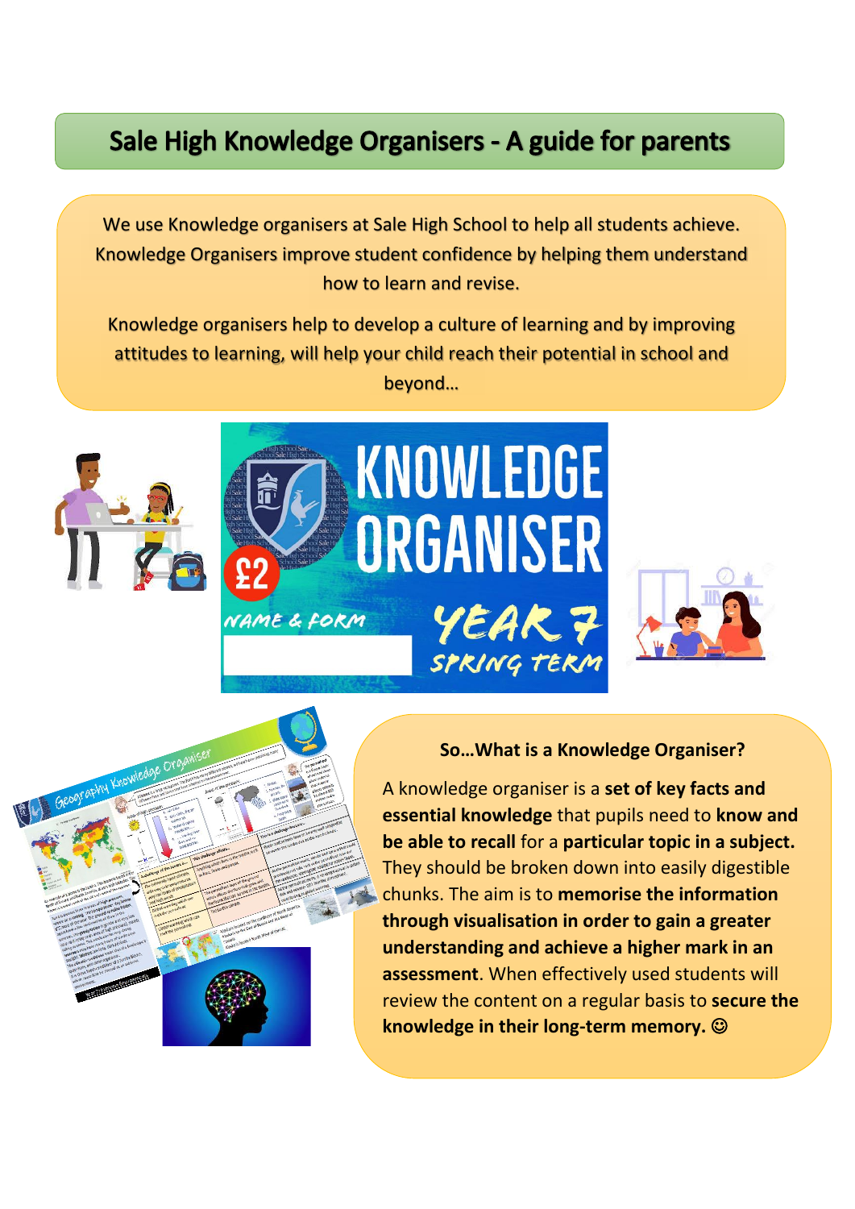# Sale High Knowledge Organisers - A guide for parents

We use Knowledge organisers at Sale High School to help all students achieve. Knowledge Organisers improve student confidence by helping them understand how to learn and revise.

Knowledge organisers help to develop a culture of learning and by improving attitudes to learning, will help your child reach their potential in school and beyond…

## So…What is a Knowledge Organiser?

A knowledge organiser is a **set of key facts and essential knowledge** that pupils need to **know and be able to recall** for a **particular topic in a subject.** They should be broken down into easily digestible chunks. The aim is to **memorise the information through visualisation in order to gain a greater understanding and achieve a higher mark in an assessment**. When effectively used students will review the content on a regular basis to **secure the knowledge in their long-term memory.** ☺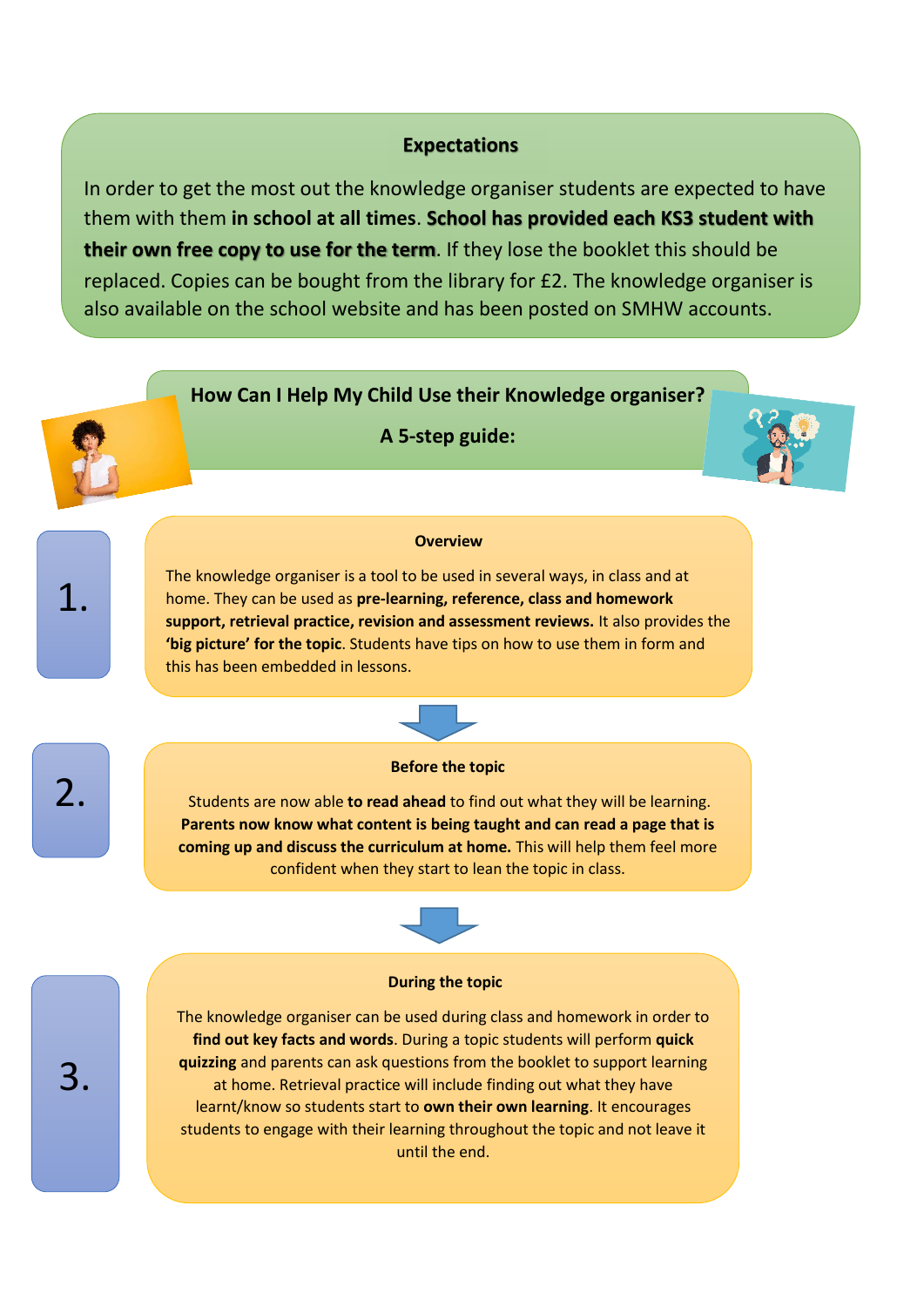## Expectations

In order to get the most out the knowledge organiser students are expected to have them with them **in school at all times**. **School has provided each KS3 student with their own free copy to use for the term**. If they lose the booklet this should be replaced. Copies can be bought from the library for £2. The knowledge organiser is also available on the school website and has been posted on SMHW accounts.

## How Can I Help My Child Use their Knowledge organiser?

### A 5-step guide:

**1.**

#### Overview

The knowledge organiser is a tool to be used in several ways, in class and at home. They can be used as **pre-learning, reference, class and homework support, retrieval practice, revision and assessment reviews.** It also provides the **'big picture' for the topic**. Students have tips on how to use them in form and this has been embedded in lessons.

**2.**

#### Before the topic

Students are now able **to read ahead** to find out what they will be learning. **Parents now know what content is being taught and can read a page that is coming up and discuss the curriculum at home.** This will help them feel more confident when they start to lean the topic in class.

**3.**

#### During the topic

The knowledge organiser can be used during class and homework in order to **find out key facts and words**. During a topic students will perform **quick quizzing** and parents can ask questions from the booklet to support learning at home. Retrieval practice will include finding out what they have learnt/know so students start to **own their own learning**. It encourages students to engage with their learning throughout the topic and not leave it until the end.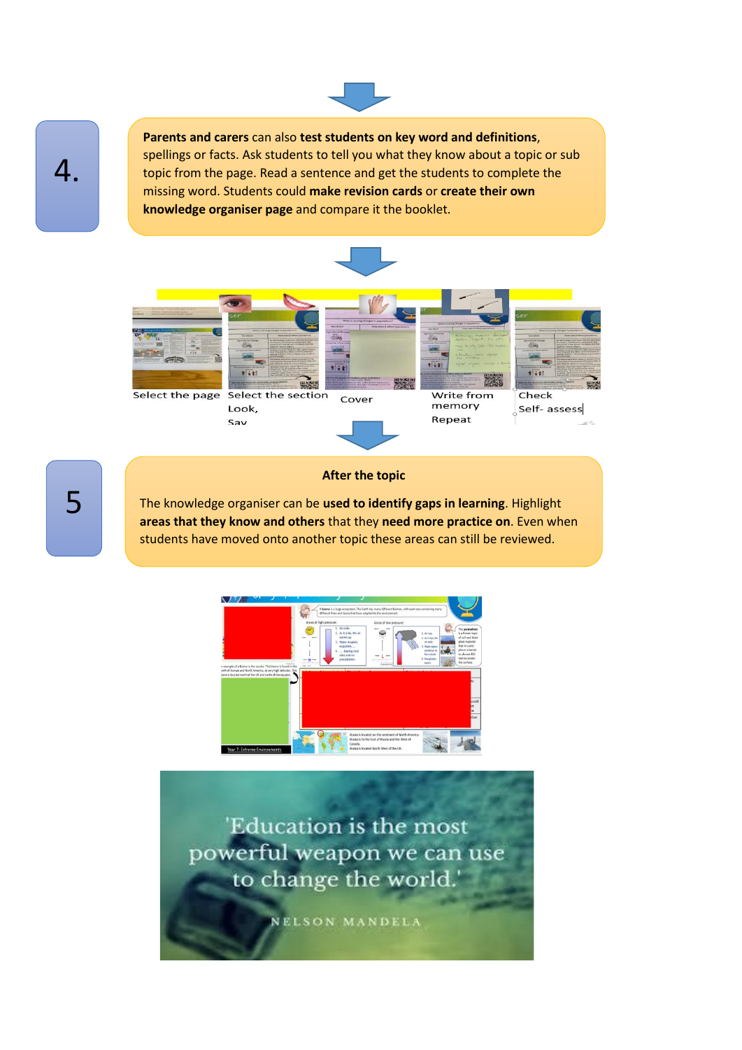4.

**Parents and carers** can also **test students on key word and definitions**, spellings or facts. Ask students to tell you what they know about a topic or sub topic from the page. Read a sentence and get the students to complete the missing word. Students could **make revision cards** or **create their own knowledge organiser page** and compare it the booklet.

Select the page

Select the section Look, Say

Cover

Write from memory Repeat

Check Self- assess

5

**After the topic**

The knowledge organiser can be **used to identify gaps in learning**. Highlight **areas that they know and others** that they **need more practice on**. Even when students have moved onto another topic these areas can still be reviewed.

'Education is the most powerful weapon we can use to change the world.'

NELSON MANDELA